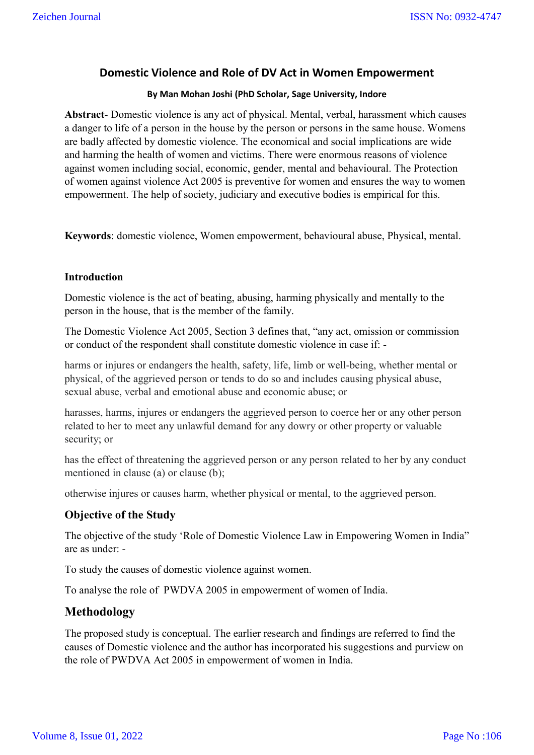# Domestic Violence and Role of DV Act in Women Empowerment

**By Man Mohan Joshi (PhD Scholar, Sage University, Indore**

**Abstract**- Domestic violence is any act of physical. Mental, verbal, harassment which causes a danger to life of a person in the house by the person or persons in the same house. Womens are badly affected by domestic violence. The economical and social implications are wide and harming the health of women and victims. There were enormous reasons of violence against women including social, economic, gender, mental and behavioural. The Protection of women against violence Act 2005 is preventive for women and ensures the way to women empowerment. The help of society, judiciary and executive bodies is empirical for this.

**Keywords**: domestic violence, Women empowerment, behavioural abuse, Physical, mental.

**Introduction**

Domestic violence is the act of beating, abusing, harming physically and mentally to the person in the house, that is the member of the family.

The Domestic Violence Act 2005, Section 3 defines that, "any act, omission or commission or conduct of the respondent shall constitute domestic violence in case if: -

harms or injures or endangers the health, safety, life, limb or well-being, whether mental or physical, of the aggrieved person or tends to do so and includes causing physical abuse, sexual abuse, verbal and emotional abuse and economic abuse; or

harasses, harms, injures or endangers the aggrieved person to coerce her or any other person related to her to meet any unlawful demand for any dowry or other property or valuable security; or

has the effect of threatening the aggrieved person or any person related to her by any conduct mentioned in clause (a) or clause (b);

otherwise injures or causes harm, whether physical or mental, to the aggrieved person.

## Objective of the Study

The objective of the study 'Role of Domestic Violence Law in Empowering Women in India" are as under: -

To study the causes of domestic violence against women.

To analyse the role of PWDVA 2005 in empowerment of women of India.

## Methodology

The proposed study is conceptual. The earlier research and findings are referred to find the causes of Domestic violence and the author has incorporated his suggestions and purview on the role of PWDVA Act 2005 in empowerment of women in India.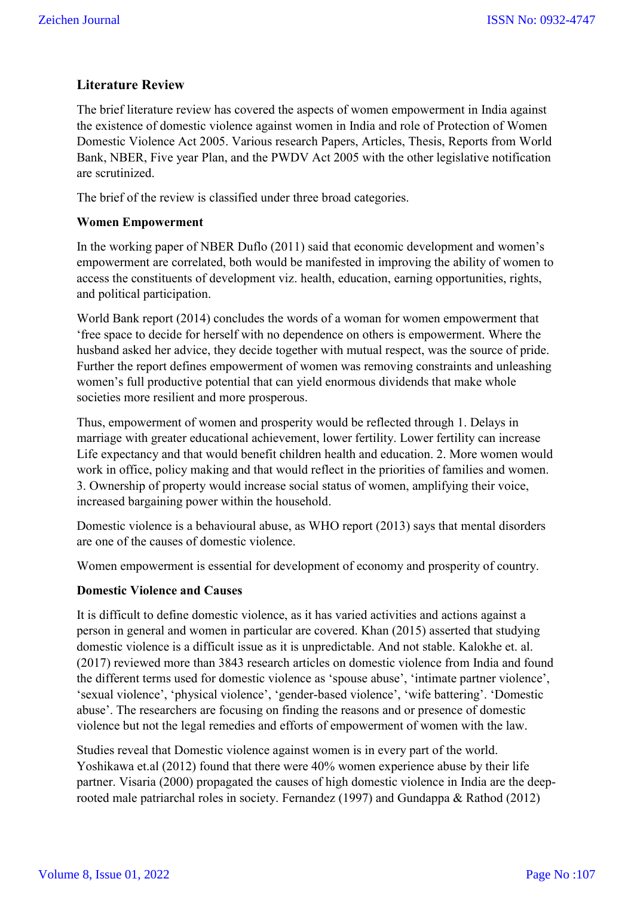## Literature Review

The brief literature review has covered the aspects of women empowerment in India against the existence of domestic violence against women in India and role of Protection of Women Domestic Violence Act 2005. Various research Papers, Articles, Thesis, Reports from World Bank, NBER, Five year Plan, and the PWDV Act 2005 with the other legislative notification are scrutinized.

The brief of the review is classified under three broad categories.

### Women Empowerment

In the working paper of NBER Duflo (2011) said that economic development and women's empowerment are correlated, both would be manifested in improving the ability of women to access the constituents of development viz. health, education, earning opportunities, rights, and political participation.

World Bank report (2014) concludes the words of a woman for women empowerment that 'free space to decide for herself with no dependence on others is empowerment. Where the husband asked her advice, they decide together with mutual respect, was the source of pride. Further the report defines empowerment of women was removing constraints and unleashing women's full productive potential that can yield enormous dividends that make whole societies more resilient and more prosperous.

Thus, empowerment of women and prosperity would be reflected through 1. Delays in marriage with greater educational achievement, lower fertility. Lower fertility can increase Life expectancy and that would benefit children health and education. 2. More women would work in office, policy making and that would reflect in the priorities of families and women. 3. Ownership of property would increase social status of women, amplifying their voice, increased bargaining power within the household.

Domestic violence is a behavioural abuse, as WHO report (2013) says that mental disorders are one of the causes of domestic violence.

Women empowerment is essential for development of economy and prosperity of country.

### Domestic Violence and Causes

It is difficult to define domestic violence, as it has varied activities and actions against a person in general and women in particular are covered. Khan (2015) asserted that studying domestic violence is a difficult issue as it is unpredictable. And not stable. Kalokhe et. al. (2017) reviewed more than 3843 research articles on domestic violence from India and found the different terms used for domestic violence as 'spouse abuse', 'intimate partner violence', 'sexual violence', 'physical violence', 'gender-based violence', 'wife battering'. 'Domestic abuse'. The researchers are focusing on finding the reasons and or presence of domestic violence but not the legal remedies and efforts of empowerment of women with the law.

Studies reveal that Domestic violence against women is in every part of the world. Yoshikawa et.al (2012) found that there were 40% women experience abuse by their life partner. Visaria (2000) propagated the causes of high domestic violence in India are the deep-rooted male patriarchal roles in society. Fernandez (1997) and Gundappa & Rathod (2012)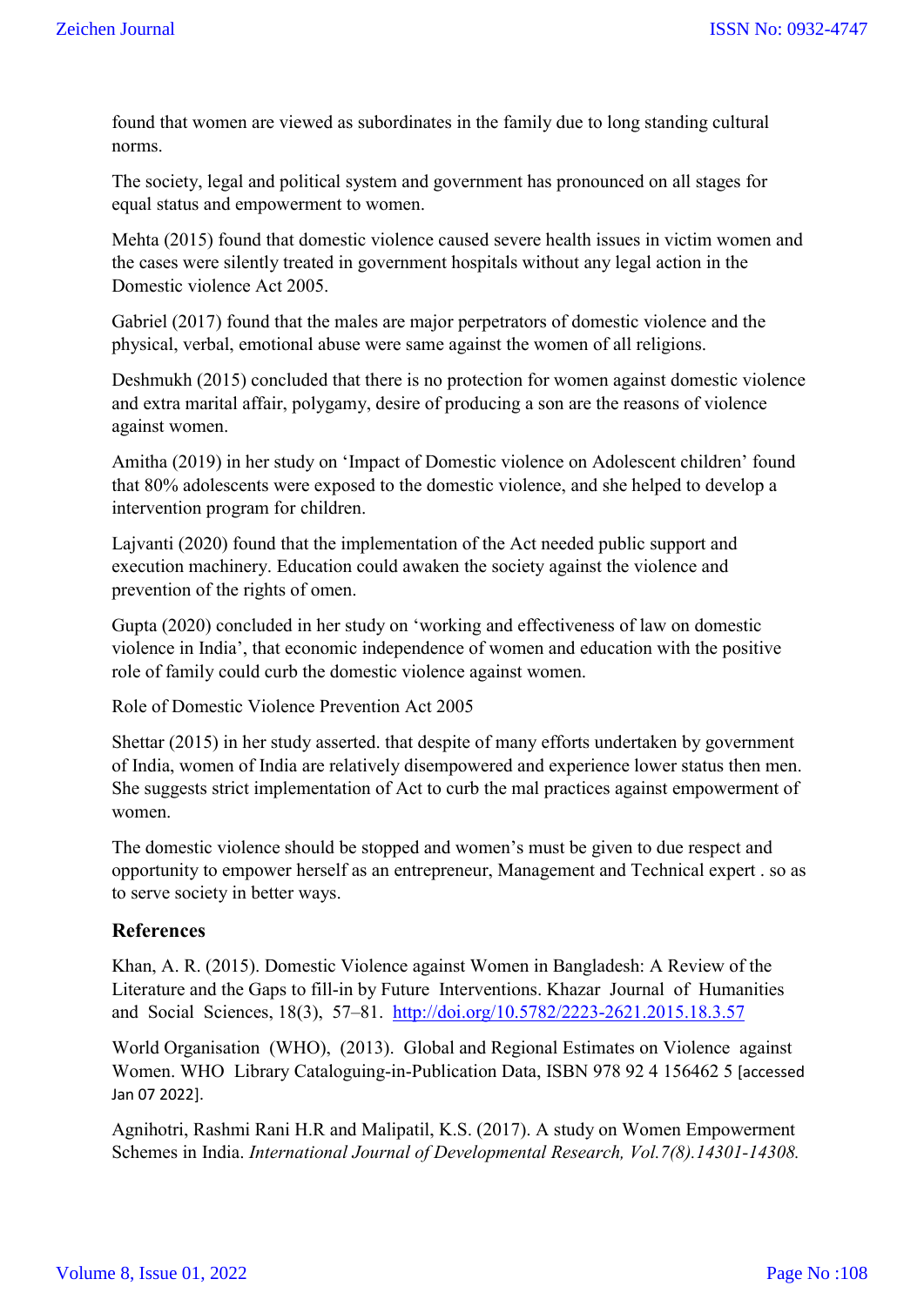found that women are viewed as subordinates in the family due to long standing cultural norms.

The society, legal and political system and government has pronounced on all stages for equal status and empowerment to women.

Mehta (2015) found that domestic violence caused severe health issues in victim women and the cases were silently treated in government hospitals without any legal action in the Domestic violence Act 2005.

Gabriel (2017) found that the males are major perpetrators of domestic violence and the physical, verbal, emotional abuse were same against the women of all religions.

Deshmukh (2015) concluded that there is no protection for women against domestic violence and extra marital affair, polygamy, desire of producing a son are the reasons of violence against women.

Amitha (2019) in her study on 'Impact of Domestic violence on Adolescent children' found that 80% adolescents were exposed to the domestic violence, and she helped to develop a intervention program for children.

Lajvanti (2020) found that the implementation of the Act needed public support and execution machinery. Education could awaken the society against the violence and prevention of the rights of omen.

Gupta (2020) concluded in her study on 'working and effectiveness of law on domestic violence in India', that economic independence of women and education with the positive role of family could curb the domestic violence against women.

Role of Domestic Violence Prevention Act 2005

Shettar (2015) in her study asserted. that despite of many efforts undertaken by government of India, women of India are relatively disempowered and experience lower status then men. She suggests strict implementation of Act to curb the mal practices against empowerment of women.

The domestic violence should be stopped and women's must be given to due respect and opportunity to empower herself as an entrepreneur, Management and Technical expert . so as to serve society in better ways.

## References

Khan, A. R. (2015). Domestic Violence against Women in Bangladesh: A Review of the Literature and the Gaps to fill-in by Future Interventions. Khazar Journal of Humanities and Social Sciences, 18(3), 57–81. http://doi.org/10.5782/2223-2621.2015.18.3.57

World Organisation (WHO), (2013). Global and Regional Estimates on Violence against Women. WHO Library Cataloguing-in-Publication Data, ISBN 978 92 4 156462 5 [accessed Jan 07 2022].

Agnihotri, Rashmi Rani H.R and Malipatil, K.S. (2017). A study on Women Empowerment Schemes in India. *International Journal of Developmental Research, Vol.7(8).14301-14308.*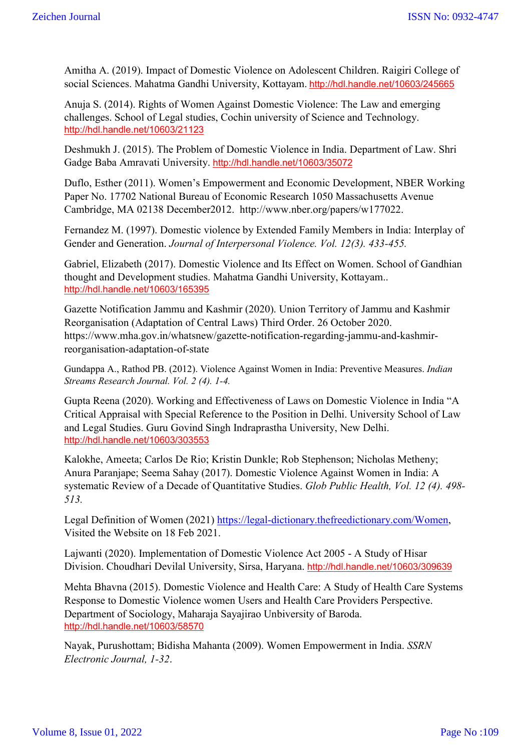Amitha A. (2019). Impact of Domestic Violence on Adolescent Children. Raigiri College of social Sciences. Mahatma Gandhi University, Kottayam. http://hdl.handle.net/10603/245665

Anuja S. (2014). Rights of Women Against Domestic Violence: The Law and emerging challenges. School of Legal studies, Cochin university of Science and Technology. http://hdl.handle.net/10603/21123

Deshmukh J. (2015). The Problem of Domestic Violence in India. Department of Law. Shri Gadge Baba Amravati University. http://hdl.handle.net/10603/35072

Duflo, Esther (2011). Women's Empowerment and Economic Development, NBER Working Paper No. 17702 National Bureau of Economic Research 1050 Massachusetts Avenue Cambridge, MA 02138 December2012. http://www.nber.org/papers/w177022.

Fernandez M. (1997). Domestic violence by Extended Family Members in India: Interplay of Gender and Generation. *Journal of Interpersonal Violence. Vol. 12(3). 433-455.*

Gabriel, Elizabeth (2017). Domestic Violence and Its Effect on Women. School of Gandhian thought and Development studies. Mahatma Gandhi University, Kottayam.. http://hdl.handle.net/10603/165395

Gazette Notification Jammu and Kashmir (2020). Union Territory of Jammu and Kashmir Reorganisation (Adaptation of Central Laws) Third Order. 26 October 2020. https://www.mha.gov.in/whatsnew/gazette-notification-regarding-jammu-and-kashmir-reorganisation-adaptation-of-state

Gundappa A., Rathod PB. (2012). Violence Against Women in India: Preventive Measures. *Indian Streams Research Journal. Vol. 2 (4). 1-4.*

Gupta Reena (2020). Working and Effectiveness of Laws on Domestic Violence in India "A Critical Appraisal with Special Reference to the Position in Delhi. University School of Law and Legal Studies. Guru Govind Singh Indraprastha University, New Delhi. http://hdl.handle.net/10603/303553

Kalokhe, Ameeta; Carlos De Rio; Kristin Dunkle; Rob Stephenson; Nicholas Metheny; Anura Paranjape; Seema Sahay (2017). Domestic Violence Against Women in India: A systematic Review of a Decade of Quantitative Studies. *Glob Public Health, Vol. 12 (4). 498-513.*

Legal Definition of Women (2021) https://legal-dictionary.thefreedictionary.com/Women, Visited the Website on 18 Feb 2021.

Lajwanti (2020). Implementation of Domestic Violence Act 2005 - A Study of Hisar Division. Choudhari Devilal University, Sirsa, Haryana. http://hdl.handle.net/10603/309639

Mehta Bhavna (2015). Domestic Violence and Health Care: A Study of Health Care Systems Response to Domestic Violence women Users and Health Care Providers Perspective. Department of Sociology, Maharaja Sayajirao Unbiversity of Baroda. http://hdl.handle.net/10603/58570

Nayak, Purushottam; Bidisha Mahanta (2009). Women Empowerment in India. *SSRN Electronic Journal, 1-32*.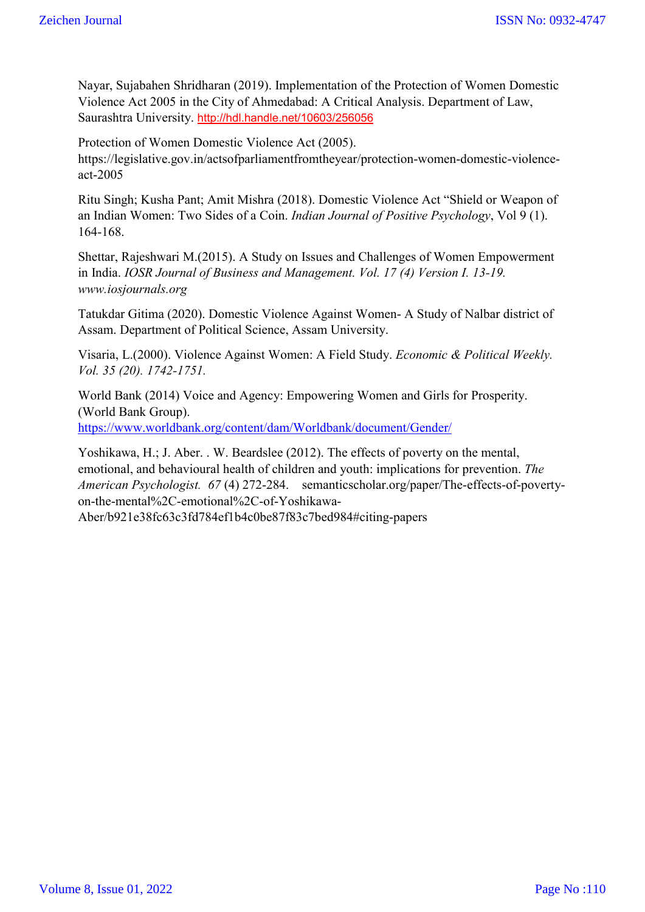Nayar, Sujabahen Shridharan (2019). Implementation of the Protection of Women Domestic Violence Act 2005 in the City of Ahmedabad: A Critical Analysis. Department of Law, Saurashtra University. http://hdl.handle.net/10603/256056

Protection of Women Domestic Violence Act (2005). https://legislative.gov.in/actsofparliamentfromtheyear/protection-women-domestic-violence-act-2005

Ritu Singh; Kusha Pant; Amit Mishra (2018). Domestic Violence Act "Shield or Weapon of an Indian Women: Two Sides of a Coin. *Indian Journal of Positive Psychology*, Vol 9 (1). 164-168.

Shettar, Rajeshwari M.(2015). A Study on Issues and Challenges of Women Empowerment in India. *IOSR Journal of Business and Management. Vol. 17 (4) Version I. 13-19. www.iosjournals.org*

Tatukdar Gitima (2020). Domestic Violence Against Women- A Study of Nalbar district of Assam. Department of Political Science, Assam University.

Visaria, L.(2000). Violence Against Women: A Field Study. *Economic & Political Weekly. Vol. 35 (20). 1742-1751.*

World Bank (2014) Voice and Agency: Empowering Women and Girls for Prosperity. (World Bank Group). https://www.worldbank.org/content/dam/Worldbank/document/Gender/

Yoshikawa, H.; J. Aber. . W. Beardslee (2012). The effects of poverty on the mental, emotional, and behavioural health of children and youth: implications for prevention. *The American Psychologist. 67* (4) 272-284. semanticscholar.org/paper/The-effects-of-poverty-on-the-mental%2C-emotional%2C-of-Yoshikawa-Aber/b921e38fc63c3fd784ef1b4c0be87f83c7bed984#citing-papers